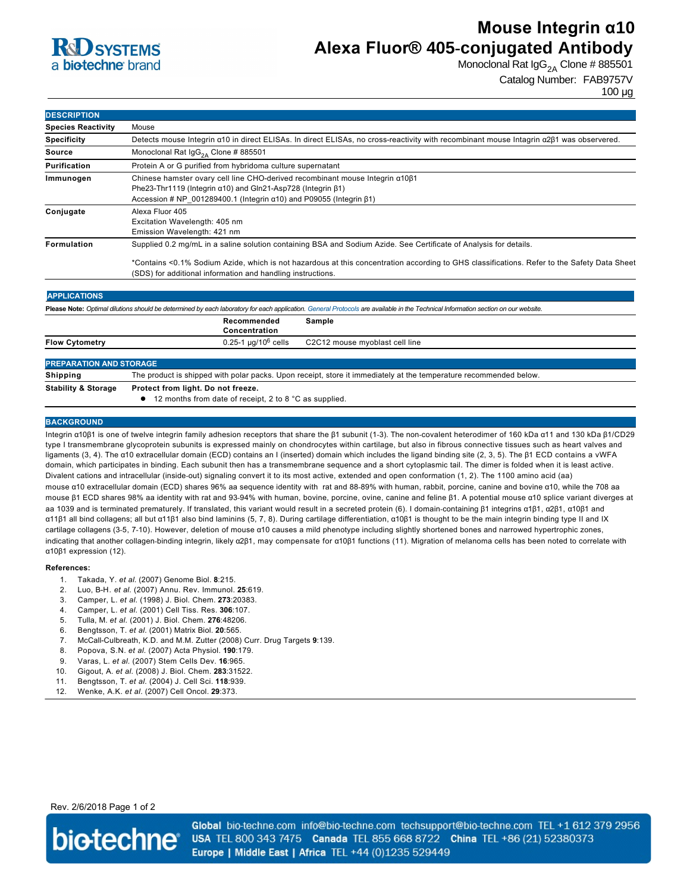# Mouse Integrin α10 Alexa Fluor® 405-conjugated Antibody

Monoclonal Rat $IgG_{2A}$ Clone # 885501

Catalog Number: FAB9757V

100 µg

## DESCRIPTION

| | |
|---|---|
| **Species Reactivity** | Mouse |
| **Specificity** | Detects mouse Integrin α10 in direct ELISAs. In direct ELISAs, no cross-reactivity with recombinant mouse Intagrin α2β1 was observed. |
| **Source** | Monoclonal Rat $IgG_{2A}$ Clone # 885501 |
| **Purification** | Protein A or G purified from hybridoma culture supernatant |
| **Immunogen** | Chinese hamster ovary cell line CHO-derived recombinant mouse Integrin α10β1<br>Phe23-Thr1119 (Integrin α10) and Gln21-Asp728 (Integrin β1)<br>Accession # NP_001289400.1 (Integrin α10) and P09055 (Integrin β1) |
| **Conjugate** | Alexa Fluor 405<br>Excitation Wavelength: 405 nm<br>Emission Wavelength: 421 nm |
| **Formulation** | Supplied 0.2 mg/mL in a saline solution containing BSA and Sodium Azide. See Certificate of Analysis for details.<br><br>*Contains <0.1% Sodium Azide, which is not hazardous at this concentration according to GHS classifications. Refer to the Safety Data Sheet (SDS) for additional information and handling instructions. |

## APPLICATIONS

**Please Note:** *Optimal dilutions should be determined by each laboratory for each application.* General Protocols *are available in the Technical Information section on our website.*

| | Recommended Concentration | Sample |
|---|---|---|
| **Flow Cytometry** | 0.25-1 µg/$10^6$ cells | C2C12 mouse myoblast cell line |

## PREPARATION AND STORAGE

| | |
|---|---|
| **Shipping** | The product is shipped with polar packs. Upon receipt, store it immediately at the temperature recommended below. |
| **Stability & Storage** | **Protect from light. Do not freeze.**<br>● 12 months from date of receipt, 2 to 8 °C as supplied. |

## BACKGROUND

Integrin α10β1 is one of twelve integrin family adhesion receptors that share the β1 subunit (1-3). The non-covalent heterodimer of 160 kDa α11 and 130 kDa β1/CD29 type I transmembrane glycoprotein subunits is expressed mainly on chondrocytes within cartilage, but also in fibrous connective tissues such as heart valves and ligaments (3, 4). The α10 extracellular domain (ECD) contains an I (inserted) domain which includes the ligand binding site (2, 3, 5). The β1 ECD contains a vWFA domain, which participates in binding. Each subunit then has a transmembrane sequence and a short cytoplasmic tail. The dimer is folded when it is least active. Divalent cations and intracellular (inside-out) signaling convert it to its most active, extended and open conformation (1, 2). The 1100 amino acid (aa) mouse α10 extracellular domain (ECD) shares 96% aa sequence identity with rat and 88-89% with human, rabbit, porcine, canine and bovine α10, while the 708 aa mouse β1 ECD shares 98% aa identity with rat and 93-94% with human, bovine, porcine, ovine, canine and feline β1. A potential mouse α10 splice variant diverges at aa 1039 and is terminated prematurely. If translated, this variant would result in a secreted protein (6). I domain-containing β1 integrins α1β1, α2β1, α10β1 and α11β1 all bind collagens; all but α11β1 also bind laminins (5, 7, 8). During cartilage differentiation, α10β1 is thought to be the main integrin binding type II and IX cartilage collagens (3-5, 7-10). However, deletion of mouse α10 causes a mild phenotype including slightly shortened bones and narrowed hypertrophic zones, indicating that another collagen-binding integrin, likely α2β1, may compensate for α10β1 functions (11). Migration of melanoma cells has been noted to correlate with α10β1 expression (12).

**References:**

1. Takada, Y. *et al.* (2007) Genome Biol. **8**:215.
2. Luo, B-H. *et al.* (2007) Annu. Rev. Immunol. **25**:619.
3. Camper, L. *et al.* (1998) J. Biol. Chem. **273**:20383.
4. Camper, L. *et al.* (2001) Cell Tiss. Res. **306**:107.
5. Tulla, M. *et al.* (2001) J. Biol. Chem. **276**:48206.
6. Bengtsson, T. *et al.* (2001) Matrix Biol. **20**:565.
7. McCall-Culbreath, K.D. and M.M. Zutter (2008) Curr. Drug Targets **9**:139.
8. Popova, S.N. *et al.* (2007) Acta Physiol. **190**:179.
9. Varas, L. *et al.* (2007) Stem Cells Dev. **16**:965.
10. Gigout, A. *et al.* (2008) J. Biol. Chem. **283**:31522.
11. Bengtsson, T. *et al.* (2004) J. Cell Sci. **118**:939.
12. Wenke, A.K. *et al.* (2007) Cell Oncol. **29**:373.

Rev. 2/6/2018

**Global** bio-techne.com info@bio-techne.com techsupport@bio-techne.com TEL +1 612 379 2956
**USA** TEL 800 343 7475 **Canada** TEL 855 668 8722 **China** TEL +86 (21) 52380373
**Europe | Middle East | Africa** TEL +44 (0)1235 529449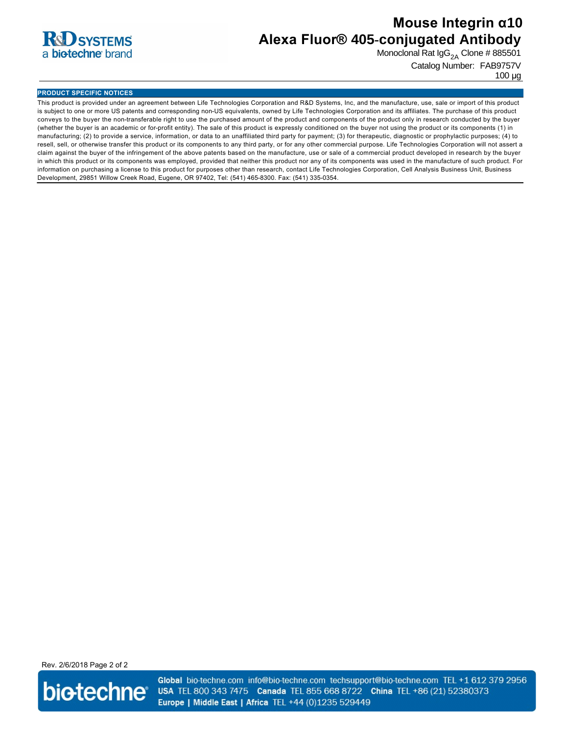# Mouse Integrin α10 Alexa Fluor® 405-conjugated Antibody

Monoclonal Rat $IgG_{2A}$ Clone # 885501

Catalog Number: FAB9757V

100 µg

## PRODUCT SPECIFIC NOTICES

This product is provided under an agreement between Life Technologies Corporation and R&D Systems, Inc, and the manufacture, use, sale or import of this product is subject to one or more US patents and corresponding non-US equivalents, owned by Life Technologies Corporation and its affiliates. The purchase of this product conveys to the buyer the non-transferable right to use the purchased amount of the product and components of the product only in research conducted by the buyer (whether the buyer is an academic or for-profit entity). The sale of this product is expressly conditioned on the buyer not using the product or its components (1) in manufacturing; (2) to provide a service, information, or data to an unaffiliated third party for payment; (3) for therapeutic, diagnostic or prophylactic purposes; (4) to resell, sell, or otherwise transfer this product or its components to any third party, or for any other commercial purpose. Life Technologies Corporation will not assert a claim against the buyer of the infringement of the above patents based on the manufacture, use or sale of a commercial product developed in research by the buyer in which this product or its components was employed, provided that neither this product nor any of its components was used in the manufacture of such product. For information on purchasing a license to this product for purposes other than research, contact Life Technologies Corporation, Cell Analysis Business Unit, Business Development, 29851 Willow Creek Road, Eugene, OR 97402, Tel: (541) 465-8300. Fax: (541) 335-0354.

Rev. 2/6/2018

**Global** bio-techne.com info@bio-techne.com techsupport@bio-techne.com TEL +1 612 379 2956
**USA** TEL 800 343 7475 **Canada** TEL 855 668 8722 **China** TEL +86 (21) 52380373
**Europe | Middle East | Africa** TEL +44 (0)1235 529449